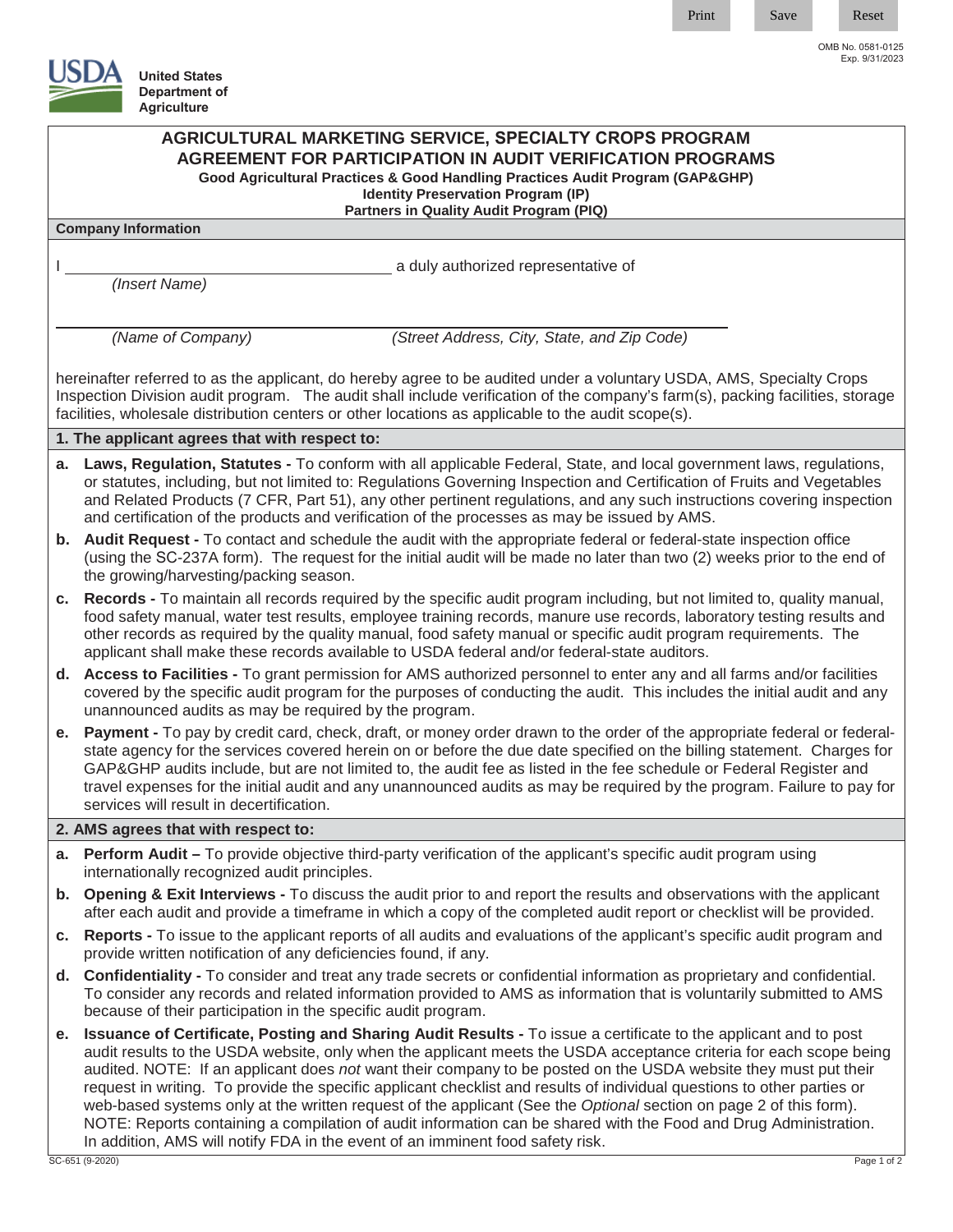OMB No. 0581-0125
Exp. 9/31/2023

**United States Department of Agriculture**

# AGRICULTURAL MARKETING SERVICE, SPECIALTY CROPS PROGRAM
# AGREEMENT FOR PARTICIPATION IN AUDIT VERIFICATION PROGRAMS

**Good Agricultural Practices & Good Handling Practices Audit Program (GAP&GHP)**
**Identity Preservation Program (IP)**
**Partners in Quality Audit Program (PIQ)**

## Company Information

I \_\_\_\_\_\_\_\_\_\_\_\_\_\_\_\_\_\_\_\_\_\_\_\_\_\_\_\_\_\_ a duly authorized representative of
*(Insert Name)*

\_\_\_\_\_\_\_\_\_\_\_\_\_\_\_\_\_\_\_\_\_\_\_\_\_\_\_\_\_\_\_\_\_\_\_\_\_\_\_\_\_\_\_\_\_\_\_\_\_\_\_\_\_\_\_\_\_\_\_\_
*(Name of Company)* *(Street Address, City, State, and Zip Code)*

hereinafter referred to as the applicant, do hereby agree to be audited under a voluntary USDA, AMS, Specialty Crops Inspection Division audit program. The audit shall include verification of the company's farm(s), packing facilities, storage facilities, wholesale distribution centers or other locations as applicable to the audit scope(s).

## 1. The applicant agrees that with respect to:

a. **Laws, Regulation, Statutes -** To conform with all applicable Federal, State, and local government laws, regulations, or statutes, including, but not limited to: Regulations Governing Inspection and Certification of Fruits and Vegetables and Related Products (7 CFR, Part 51), any other pertinent regulations, and any such instructions covering inspection and certification of the products and verification of the processes as may be issued by AMS.

b. **Audit Request -** To contact and schedule the audit with the appropriate federal or federal-state inspection office (using the SC-237A form). The request for the initial audit will be made no later than two (2) weeks prior to the end of the growing/harvesting/packing season.

c. **Records -** To maintain all records required by the specific audit program including, but not limited to, quality manual, food safety manual, water test results, employee training records, manure use records, laboratory testing results and other records as required by the quality manual, food safety manual or specific audit program requirements. The applicant shall make these records available to USDA federal and/or federal-state auditors.

d. **Access to Facilities -** To grant permission for AMS authorized personnel to enter any and all farms and/or facilities covered by the specific audit program for the purposes of conducting the audit. This includes the initial audit and any unannounced audits as may be required by the program.

e. **Payment -** To pay by credit card, check, draft, or money order drawn to the order of the appropriate federal or federal-state agency for the services covered herein on or before the due date specified on the billing statement. Charges for GAP&GHP audits include, but are not limited to, the audit fee as listed in the fee schedule or Federal Register and travel expenses for the initial audit and any unannounced audits as may be required by the program. Failure to pay for services will result in decertification.

## 2. AMS agrees that with respect to:

a. **Perform Audit –** To provide objective third-party verification of the applicant's specific audit program using internationally recognized audit principles.

b. **Opening & Exit Interviews -** To discuss the audit prior to and report the results and observations with the applicant after each audit and provide a timeframe in which a copy of the completed audit report or checklist will be provided.

c. **Reports -** To issue to the applicant reports of all audits and evaluations of the applicant's specific audit program and provide written notification of any deficiencies found, if any.

d. **Confidentiality -** To consider and treat any trade secrets or confidential information as proprietary and confidential. To consider any records and related information provided to AMS as information that is voluntarily submitted to AMS because of their participation in the specific audit program.

e. **Issuance of Certificate, Posting and Sharing Audit Results -** To issue a certificate to the applicant and to post audit results to the USDA website, only when the applicant meets the USDA acceptance criteria for each scope being audited. NOTE: If an applicant does *not* want their company to be posted on the USDA website they must put their request in writing. To provide the specific applicant checklist and results of individual questions to other parties or web-based systems only at the written request of the applicant (See the *Optional* section on page 2 of this form). NOTE: Reports containing a compilation of audit information can be shared with the Food and Drug Administration. In addition, AMS will notify FDA in the event of an imminent food safety risk.

SC-651 (9-2020)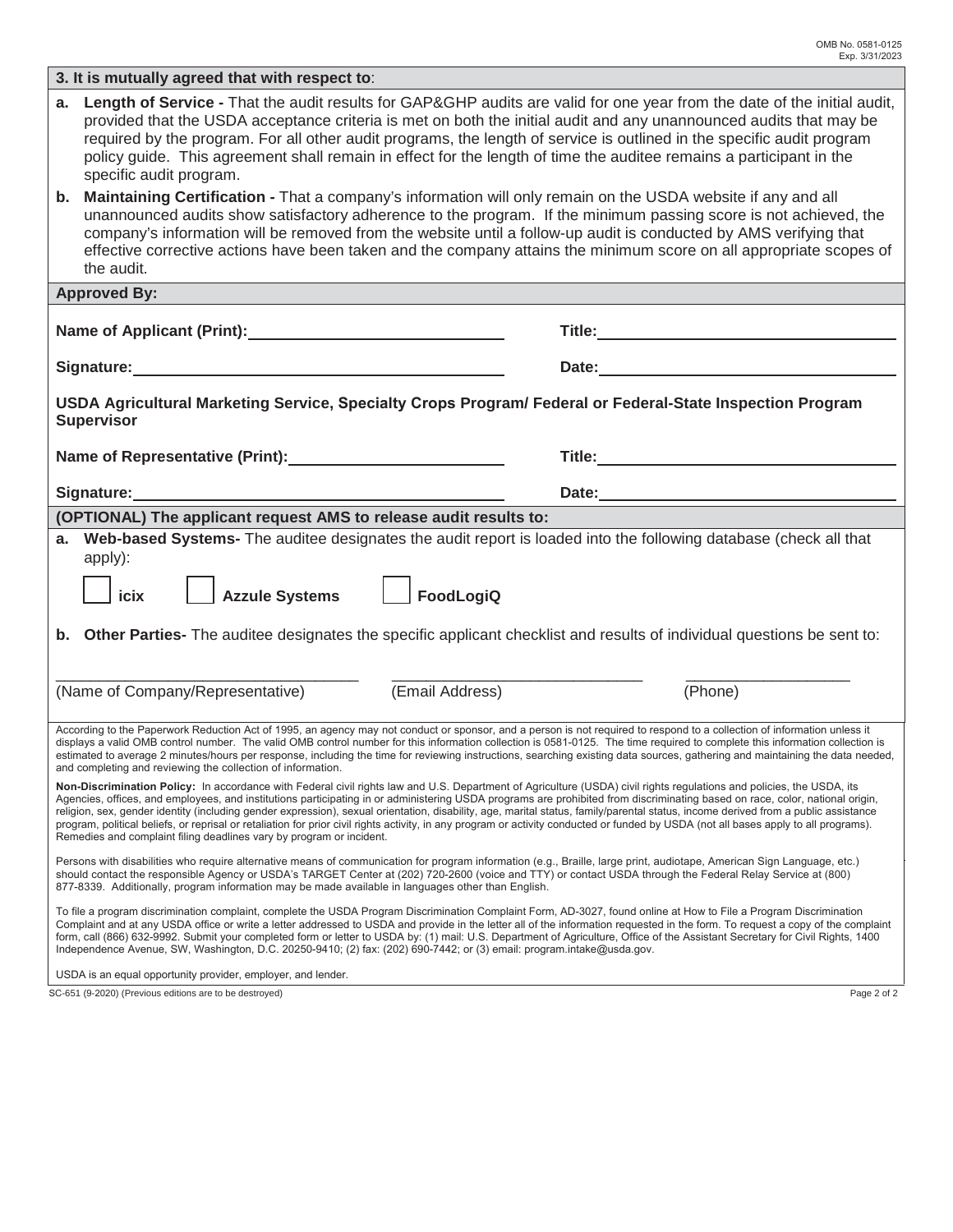OMB No. 0581-0125
Exp. 3/31/2023

**3. It is mutually agreed that with respect to**:

a. **Length of Service -** That the audit results for GAP&GHP audits are valid for one year from the date of the initial audit, provided that the USDA acceptance criteria is met on both the initial audit and any unannounced audits that may be required by the program. For all other audit programs, the length of service is outlined in the specific audit program policy guide. This agreement shall remain in effect for the length of time the auditee remains a participant in the specific audit program.

b. **Maintaining Certification -** That a company's information will only remain on the USDA website if any and all unannounced audits show satisfactory adherence to the program. If the minimum passing score is not achieved, the company's information will be removed from the website until a follow-up audit is conducted by AMS verifying that effective corrective actions have been taken and the company attains the minimum score on all appropriate scopes of the audit.

**Approved By:**

**Name of Applicant (Print):** ______________________________ **Title:** ______________________________

**Signature:** ______________________________ **Date:** ______________________________

**USDA Agricultural Marketing Service, Specialty Crops Program/ Federal or Federal-State Inspection Program Supervisor**

**Name of Representative (Print):** ______________________________ **Title:** ______________________________

**Signature:** ______________________________ **Date:** ______________________________

**(OPTIONAL) The applicant request AMS to release audit results to:**

a. **Web-based Systems-** The auditee designates the audit report is loaded into the following database (check all that apply):

☐ **icix** ☐ **Azzule Systems** ☐ **FoodLogiQ**

b. **Other Parties-** The auditee designates the specific applicant checklist and results of individual questions be sent to:

______________________________ ______________________________ ____________________
(Name of Company/Representative) (Email Address) (Phone)

According to the Paperwork Reduction Act of 1995, an agency may not conduct or sponsor, and a person is not required to respond to a collection of information unless it displays a valid OMB control number. The valid OMB control number for this information collection is 0581-0125. The time required to complete this information collection is estimated to average 2 minutes/hours per response, including the time for reviewing instructions, searching existing data sources, gathering and maintaining the data needed, and completing and reviewing the collection of information.

**Non-Discrimination Policy:** In accordance with Federal civil rights law and U.S. Department of Agriculture (USDA) civil rights regulations and policies, the USDA, its Agencies, offices, and employees, and institutions participating in or administering USDA programs are prohibited from discriminating based on race, color, national origin, religion, sex, gender identity (including gender expression), sexual orientation, disability, age, marital status, family/parental status, income derived from a public assistance program, political beliefs, or reprisal or retaliation for prior civil rights activity, in any program or activity conducted or funded by USDA (not all bases apply to all programs). Remedies and complaint filing deadlines vary by program or incident.

Persons with disabilities who require alternative means of communication for program information (e.g., Braille, large print, audiotape, American Sign Language, etc.) should contact the responsible Agency or USDA's TARGET Center at (202) 720-2600 (voice and TTY) or contact USDA through the Federal Relay Service at (800) 877-8339. Additionally, program information may be made available in languages other than English.

To file a program discrimination complaint, complete the USDA Program Discrimination Complaint Form, AD-3027, found online at How to File a Program Discrimination Complaint and at any USDA office or write a letter addressed to USDA and provide in the letter all of the information requested in the form. To request a copy of the complaint form, call (866) 632-9992. Submit your completed form or letter to USDA by: (1) mail: U.S. Department of Agriculture, Office of the Assistant Secretary for Civil Rights, 1400 Independence Avenue, SW, Washington, D.C. 20250-9410; (2) fax: (202) 690-7442; or (3) email: program.intake@usda.gov.

USDA is an equal opportunity provider, employer, and lender.

SC-651 (9-2020) (Previous editions are to be destroyed)